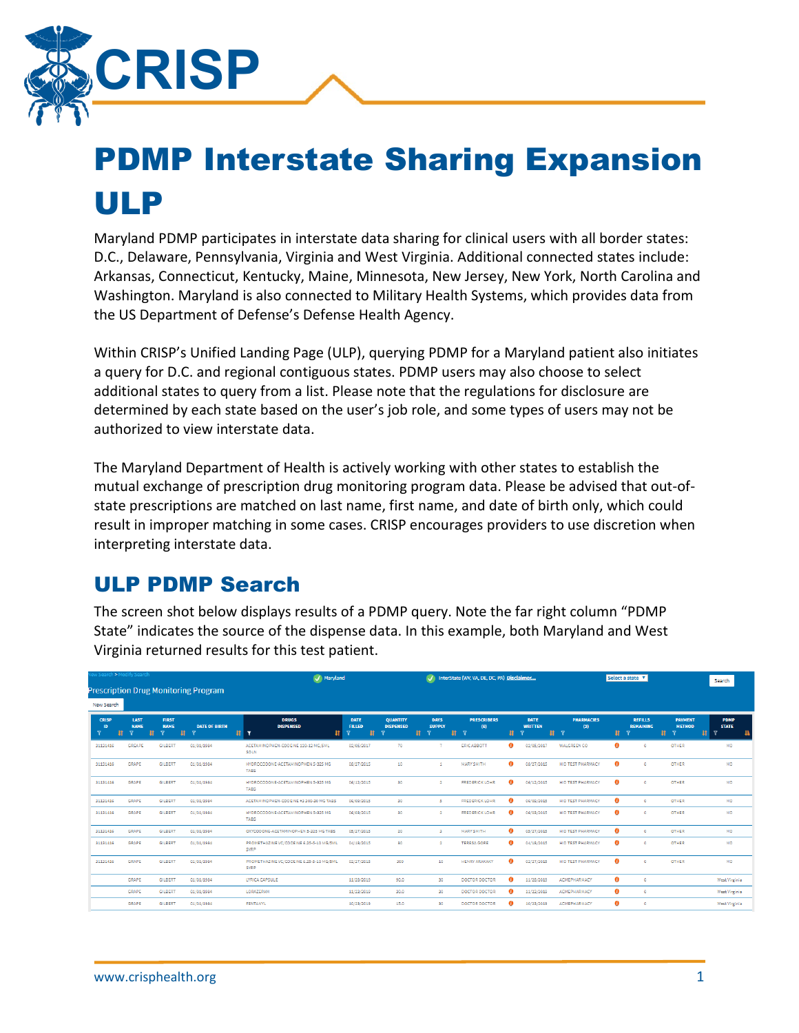# PDMP Interstate Sharing Expansion ULP

Maryland PDMP participates in interstate data sharing for clinical users with all border states: D.C., Delaware, Pennsylvania, Virginia and West Virginia. Additional connected states include: Arkansas, Connecticut, Kentucky, Maine, Minnesota, New Jersey, New York, North Carolina and Washington. Maryland is also connected to Military Health Systems, which provides data from the US Department of Defense's Defense Health Agency.

Within CRISP's Unified Landing Page (ULP), querying PDMP for a Maryland patient also initiates a query for D.C. and regional contiguous states. PDMP users may also choose to select additional states to query from a list. Please note that the regulations for disclosure are determined by each state based on the user's job role, and some types of users may not be authorized to view interstate data.

The Maryland Department of Health is actively working with other states to establish the mutual exchange of prescription drug monitoring program data. Please be advised that out-of-state prescriptions are matched on last name, first name, and date of birth only, which could result in improper matching in some cases. CRISP encourages providers to use discretion when interpreting interstate data.

## ULP PDMP Search

The screen shot below displays results of a PDMP query. Note the far right column "PDMP State" indicates the source of the dispense data. In this example, both Maryland and West Virginia returned results for this test patient.

| CRISP ID | LAST NAME | FIRST NAME | DATE OF BIRTH | DRUGS DISPENSED | DATE FILLED | QUANTITY DISPENSED | DAYS SUPPLY | PRESCRIBERS (8) | DATE WRITTEN | PHARMACIES (3) | REFILLS REMAINING | PAYMENT METHOD | PDMP STATE |
|---|---|---|---|---|---|---|---|---|---|---|---|---|---|
| 31121436 | GRAPE | GILBERT | 01/01/1984 | ACETAMINOPHEN-CODEINE 120-12 MG/5ML SOLN | 02/05/2017 | 70 | 7 | ERIC ABBOTT | 02/05/2017 | WALGREEN CO | 0 | OTHER | MD |
| 31121436 | GRAPE | GILBERT | 01/01/1984 | HYDROCODONE-ACETAMINOPHEN 5-325 MG TABS | 08/27/2015 | 10 | 1 | MARY SMITH | 08/27/2015 | HID TEST PHARMACY | 0 | OTHER | MD |
| 31121436 | GRAPE | GILBERT | 01/01/1984 | HYDROCODONE-ACETAMINOPHEN 5-325 MG TABS | 06/12/2015 | 30 | 3 | FREDERICK LOHR | 06/12/2015 | HID TEST PHARMACY | 0 | OTHER | MD |
| 31121436 | GRAPE | GILBERT | 01/01/1984 | ACETAMINOPHEN-CODEINE #3 300-30 MG TABS | 06/09/2015 | 30 | 5 | FREDERICK LOHR | 06/09/2015 | HID TEST PHARMACY | 0 | OTHER | MD |
| 31121436 | GRAPE | GILBERT | 01/01/1984 | HYDROCODONE-ACETAMINOPHEN 5-325 MG TABS | 06/03/2015 | 30 | 3 | FREDERICK LOHR | 06/03/2015 | HID TEST PHARMACY | 0 | OTHER | MD |
| 31121436 | GRAPE | GILBERT | 01/01/1984 | OXYCODONE-ACETAMINOPHEN 5-325 MG TABS | 05/27/2015 | 20 | 2 | MARY SMITH | 05/27/2015 | HID TEST PHARMACY | 0 | OTHER | MD |
| 31121436 | GRAPE | GILBERT | 01/01/1984 | PROMETHAZINE W/ CODEINE 6.25-5-10 MG/5ML SYRP | 04/18/2015 | 30 | 3 | TERESA GORE | 04/18/2015 | HID TEST PHARMACY | 0 | OTHER | MD |
| 31121436 | GRAPE | GILBERT | 01/01/1984 | PROMETHAZINE VC/CODEINE 6.25-5-10 MG/5ML SYRP | 02/27/2015 | 200 | 10 | HENRY ARAKAKY | 02/27/2015 | HID TEST PHARMACY | 0 | OTHER | MD |
| | GRAPE | GILBERT | 01/01/1984 | LYRICA CAPSULE | 11/28/2013 | 90.0 | 30 | DOCTOR DOCTOR | 11/28/2013 | ACMEPHARMACY | 0 | | West Virginia |
| | GRAPE | GILBERT | 01/01/1984 | LORAZEPAM | 11/22/2013 | 30.0 | 30 | DOCTOR DOCTOR | 11/22/2013 | ACMEPHARMACY | 0 | | West Virginia |
| | GRAPE | GILBERT | 01/01/1984 | FENTANYL | 10/23/2013 | 15.0 | 30 | DOCTOR DOCTOR | 10/23/2013 | ACMEPHARMACY | 0 | | West Virginia |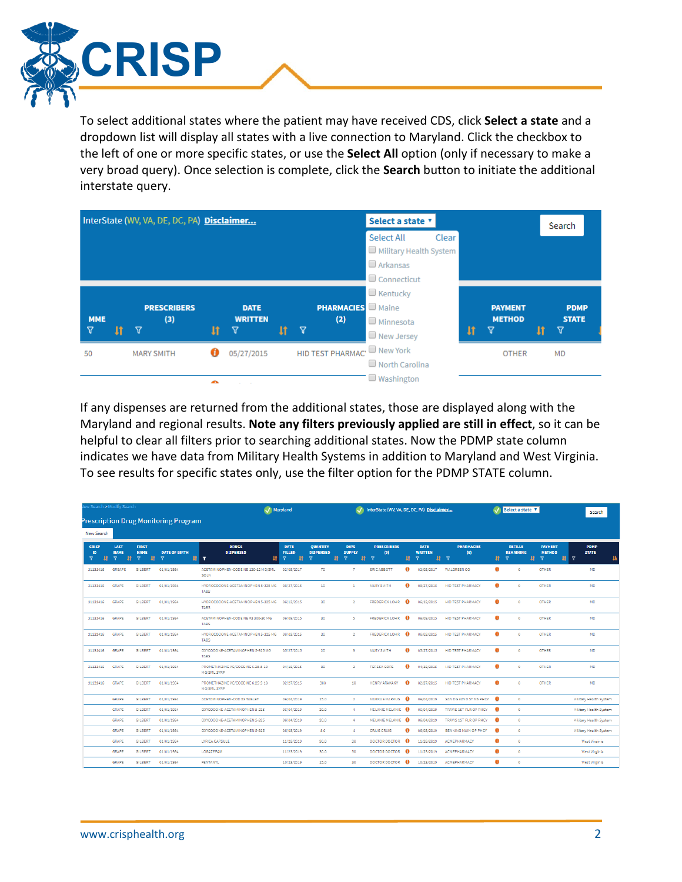To select additional states where the patient may have received CDS, click **Select a state** and a dropdown list will display all states with a live connection to Maryland. Click the checkbox to the left of one or more specific states, or use the **Select All** option (only if necessary to make a very broad query). Once selection is complete, click the **Search** button to initiate the additional interstate query.

If any dispenses are returned from the additional states, those are displayed along with the Maryland and regional results. **Note any filters previously applied are still in effect**, so it can be helpful to clear all filters prior to searching additional states. Now the PDMP state column indicates we have data from Military Health Systems in addition to Maryland and West Virginia. To see results for specific states only, use the filter option for the PDMP STATE column.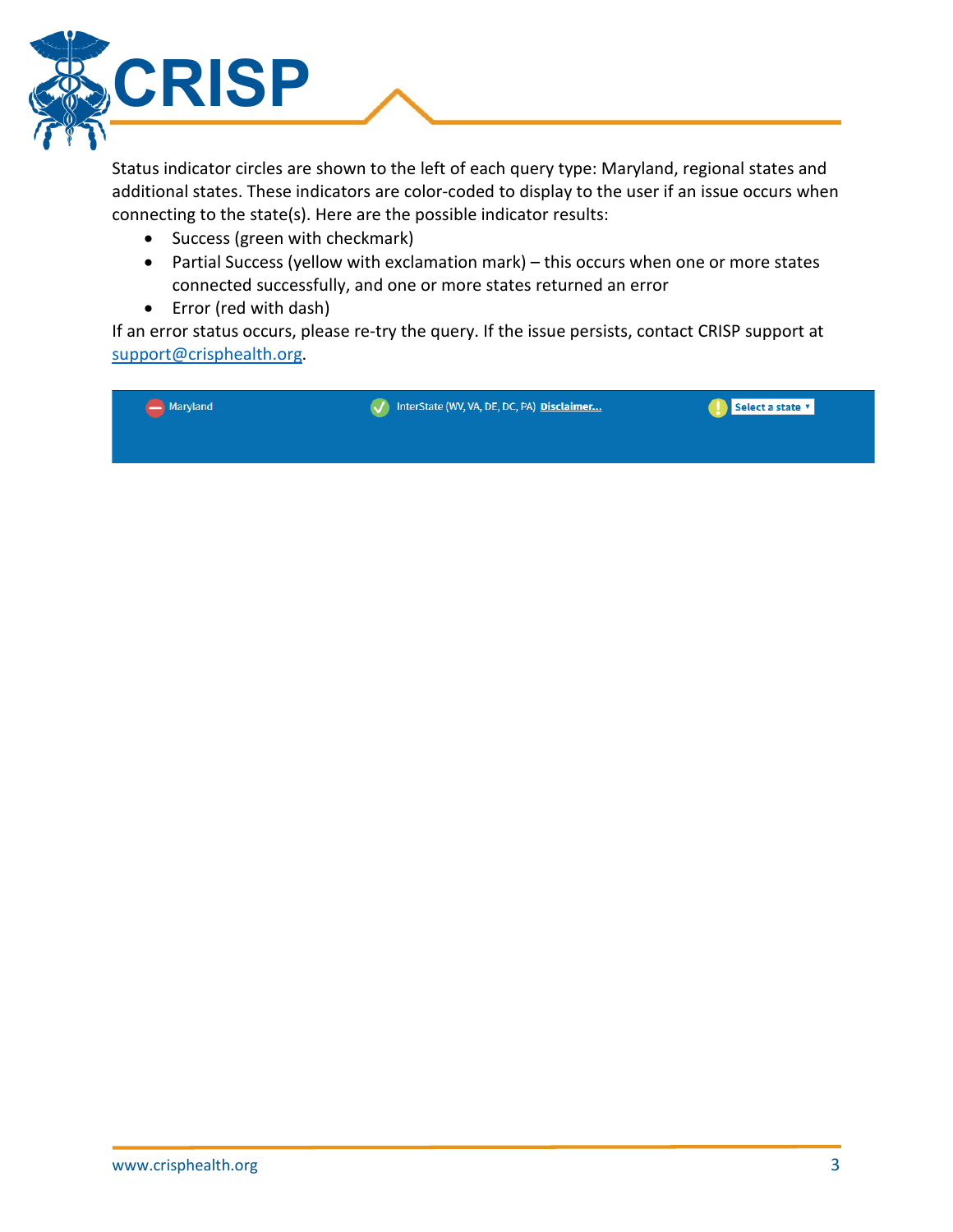Status indicator circles are shown to the left of each query type: Maryland, regional states and additional states. These indicators are color-coded to display to the user if an issue occurs when connecting to the state(s). Here are the possible indicator results:

- Success (green with checkmark)
- Partial Success (yellow with exclamation mark) – this occurs when one or more states connected successfully, and one or more states returned an error
- Error (red with dash)

If an error status occurs, please re-try the query. If the issue persists, contact CRISP support at support@crisphealth.org.

Maryland

InterState (WV, VA, DE, DC, PA) Disclaimer...

Select a state